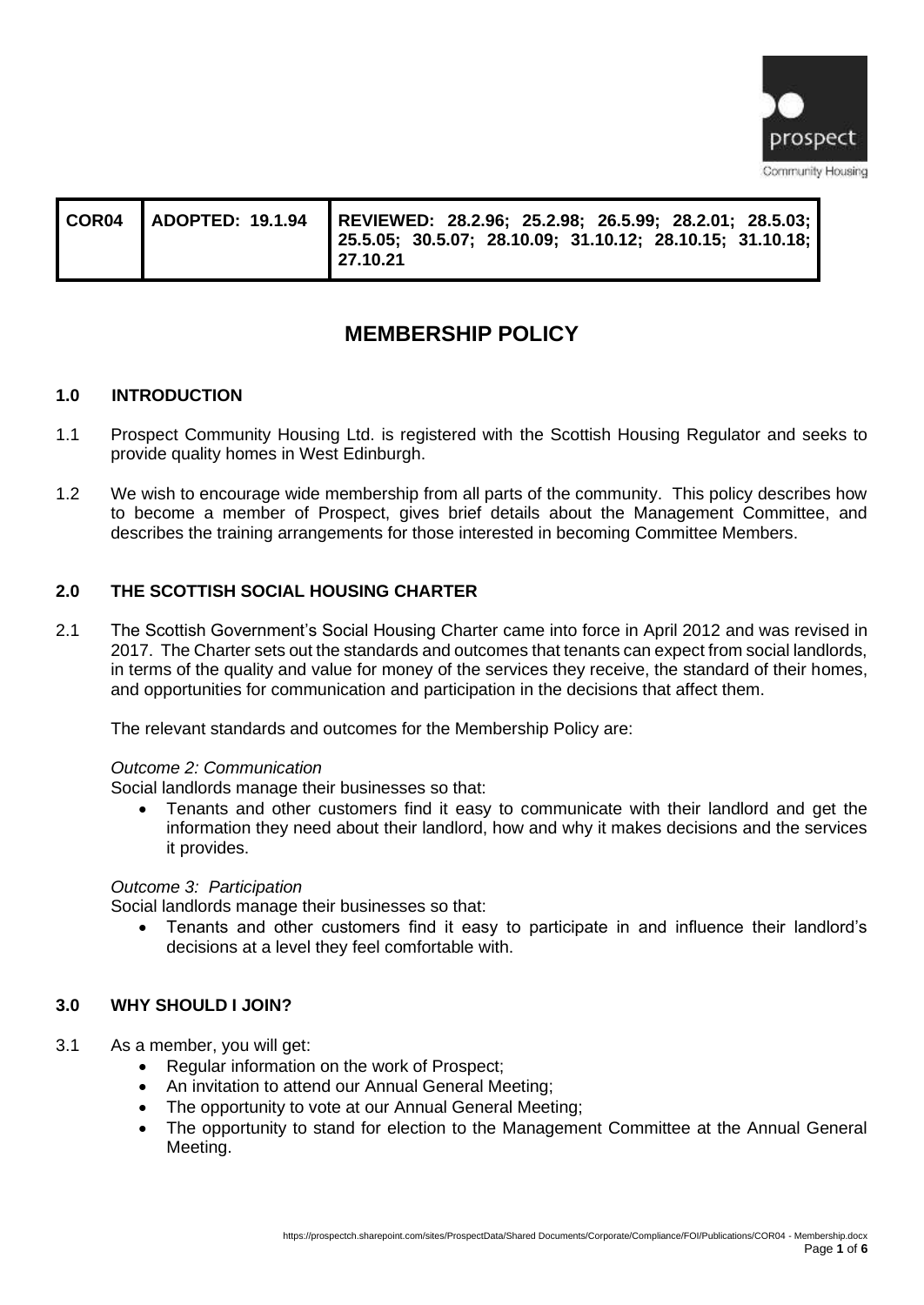| COR04 | ADOPTED: 19.1.94 | REVIEWED: 28.2.96; 25.2.98; 26.5.99; 28.2.01; 28.5.03; 25.5.05; 30.5.07; 28.10.09; 31.10.12; 28.10.15; 31.10.18; 27.10.21 |
|---|---|---|

# MEMBERSHIP POLICY

## 1.0 INTRODUCTION

1.1 Prospect Community Housing Ltd. is registered with the Scottish Housing Regulator and seeks to provide quality homes in West Edinburgh.

1.2 We wish to encourage wide membership from all parts of the community. This policy describes how to become a member of Prospect, gives brief details about the Management Committee, and describes the training arrangements for those interested in becoming Committee Members.

## 2.0 THE SCOTTISH SOCIAL HOUSING CHARTER

2.1 The Scottish Government's Social Housing Charter came into force in April 2012 and was revised in 2017. The Charter sets out the standards and outcomes that tenants can expect from social landlords, in terms of the quality and value for money of the services they receive, the standard of their homes, and opportunities for communication and participation in the decisions that affect them.

The relevant standards and outcomes for the Membership Policy are:

*Outcome 2: Communication*

Social landlords manage their businesses so that:

- Tenants and other customers find it easy to communicate with their landlord and get the information they need about their landlord, how and why it makes decisions and the services it provides.

*Outcome 3: Participation*

Social landlords manage their businesses so that:

- Tenants and other customers find it easy to participate in and influence their landlord's decisions at a level they feel comfortable with.

## 3.0 WHY SHOULD I JOIN?

3.1 As a member, you will get:

- Regular information on the work of Prospect;
- An invitation to attend our Annual General Meeting;
- The opportunity to vote at our Annual General Meeting;
- The opportunity to stand for election to the Management Committee at the Annual General Meeting.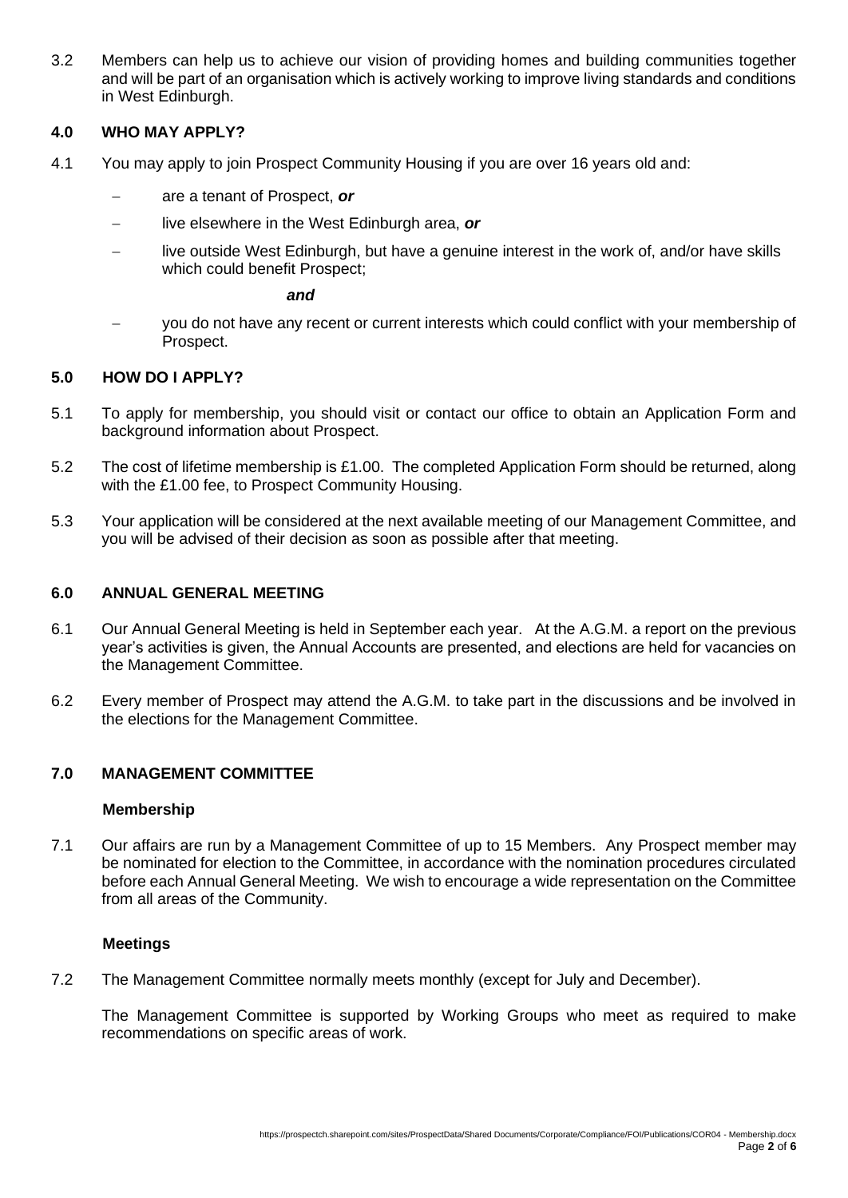3.2 Members can help us to achieve our vision of providing homes and building communities together and will be part of an organisation which is actively working to improve living standards and conditions in West Edinburgh.

### 4.0 WHO MAY APPLY?

4.1 You may apply to join Prospect Community Housing if you are over 16 years old and:

- are a tenant of Prospect, ***or***
- live elsewhere in the West Edinburgh area, ***or***
- live outside West Edinburgh, but have a genuine interest in the work of, and/or have skills which could benefit Prospect;

***and***

- you do not have any recent or current interests which could conflict with your membership of Prospect.

### 5.0 HOW DO I APPLY?

5.1 To apply for membership, you should visit or contact our office to obtain an Application Form and background information about Prospect.

5.2 The cost of lifetime membership is £1.00. The completed Application Form should be returned, along with the £1.00 fee, to Prospect Community Housing.

5.3 Your application will be considered at the next available meeting of our Management Committee, and you will be advised of their decision as soon as possible after that meeting.

### 6.0 ANNUAL GENERAL MEETING

6.1 Our Annual General Meeting is held in September each year. At the A.G.M. a report on the previous year's activities is given, the Annual Accounts are presented, and elections are held for vacancies on the Management Committee.

6.2 Every member of Prospect may attend the A.G.M. to take part in the discussions and be involved in the elections for the Management Committee.

### 7.0 MANAGEMENT COMMITTEE

**Membership**

7.1 Our affairs are run by a Management Committee of up to 15 Members. Any Prospect member may be nominated for election to the Committee, in accordance with the nomination procedures circulated before each Annual General Meeting. We wish to encourage a wide representation on the Committee from all areas of the Community.

**Meetings**

7.2 The Management Committee normally meets monthly (except for July and December).

The Management Committee is supported by Working Groups who meet as required to make recommendations on specific areas of work.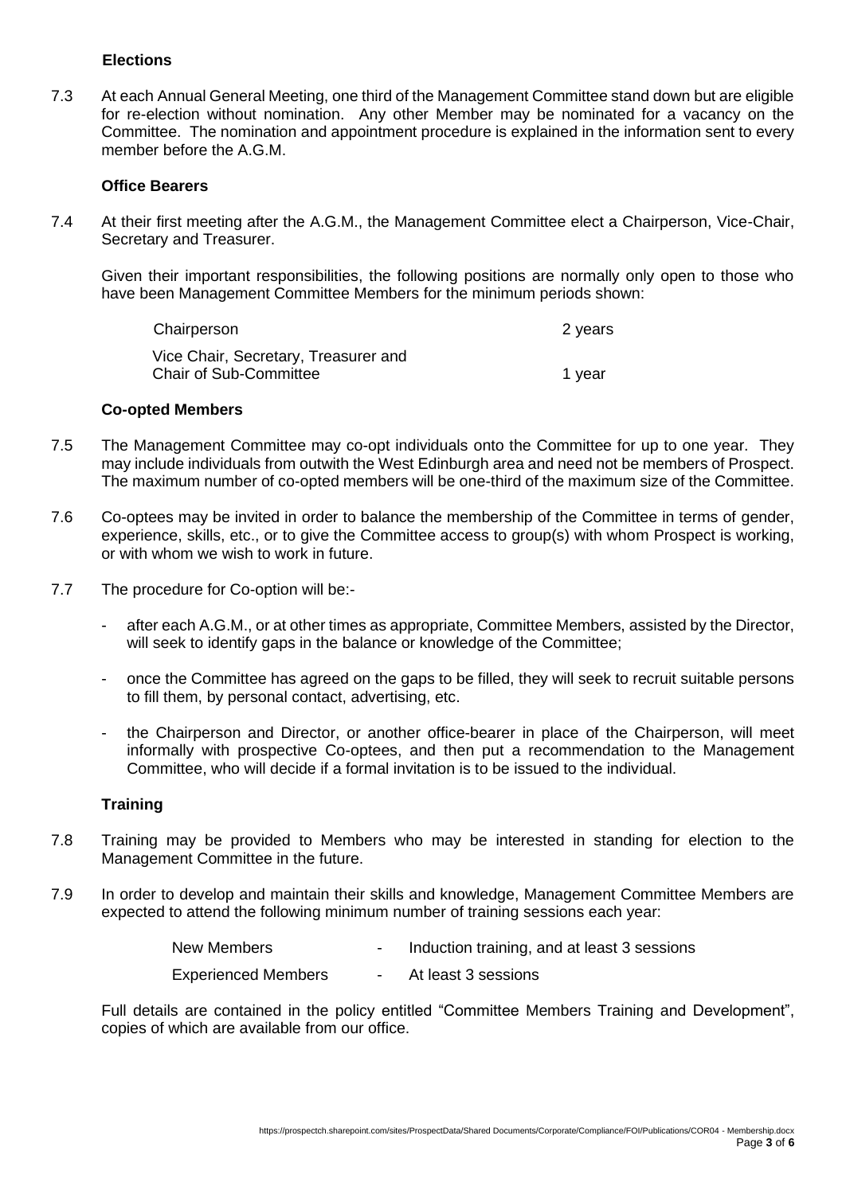**Elections**

7.3 At each Annual General Meeting, one third of the Management Committee stand down but are eligible for re-election without nomination. Any other Member may be nominated for a vacancy on the Committee. The nomination and appointment procedure is explained in the information sent to every member before the A.G.M.

**Office Bearers**

7.4 At their first meeting after the A.G.M., the Management Committee elect a Chairperson, Vice-Chair, Secretary and Treasurer.

Given their important responsibilities, the following positions are normally only open to those who have been Management Committee Members for the minimum periods shown:

| | |
|---|---|
| Chairperson | 2 years |
| Vice Chair, Secretary, Treasurer and Chair of Sub-Committee | 1 year |

**Co-opted Members**

7.5 The Management Committee may co-opt individuals onto the Committee for up to one year. They may include individuals from outwith the West Edinburgh area and need not be members of Prospect. The maximum number of co-opted members will be one-third of the maximum size of the Committee.

7.6 Co-optees may be invited in order to balance the membership of the Committee in terms of gender, experience, skills, etc., or to give the Committee access to group(s) with whom Prospect is working, or with whom we wish to work in future.

7.7 The procedure for Co-option will be:-

- after each A.G.M., or at other times as appropriate, Committee Members, assisted by the Director, will seek to identify gaps in the balance or knowledge of the Committee;
- once the Committee has agreed on the gaps to be filled, they will seek to recruit suitable persons to fill them, by personal contact, advertising, etc.
- the Chairperson and Director, or another office-bearer in place of the Chairperson, will meet informally with prospective Co-optees, and then put a recommendation to the Management Committee, who will decide if a formal invitation is to be issued to the individual.

**Training**

7.8 Training may be provided to Members who may be interested in standing for election to the Management Committee in the future.

7.9 In order to develop and maintain their skills and knowledge, Management Committee Members are expected to attend the following minimum number of training sessions each year:

| | | |
|---|---|---|
| New Members | - | Induction training, and at least 3 sessions |
| Experienced Members | - | At least 3 sessions |

Full details are contained in the policy entitled "Committee Members Training and Development", copies of which are available from our office.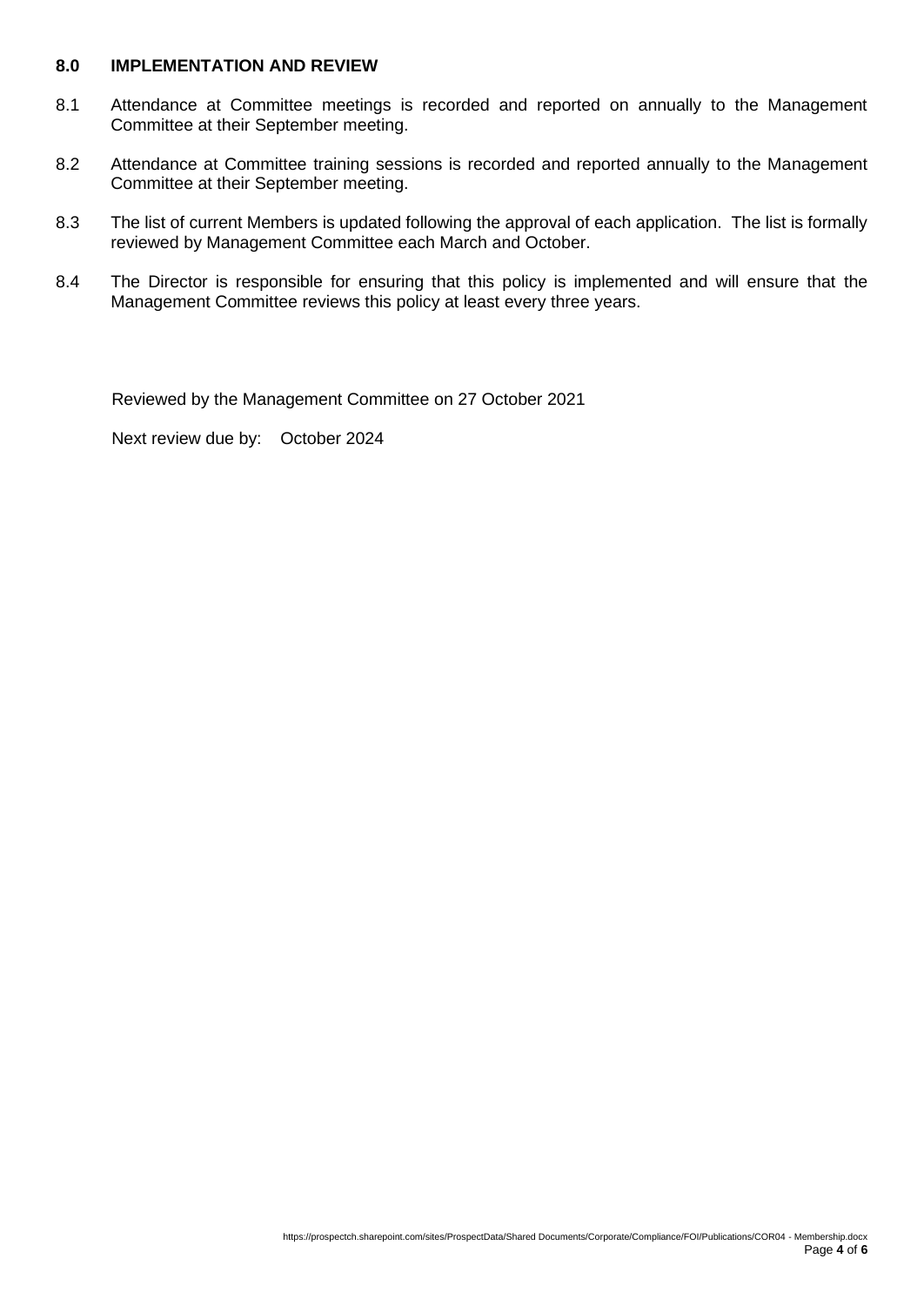## 8.0 IMPLEMENTATION AND REVIEW

8.1 Attendance at Committee meetings is recorded and reported on annually to the Management Committee at their September meeting.

8.2 Attendance at Committee training sessions is recorded and reported annually to the Management Committee at their September meeting.

8.3 The list of current Members is updated following the approval of each application. The list is formally reviewed by Management Committee each March and October.

8.4 The Director is responsible for ensuring that this policy is implemented and will ensure that the Management Committee reviews this policy at least every three years.

Reviewed by the Management Committee on 27 October 2021

Next review due by: October 2024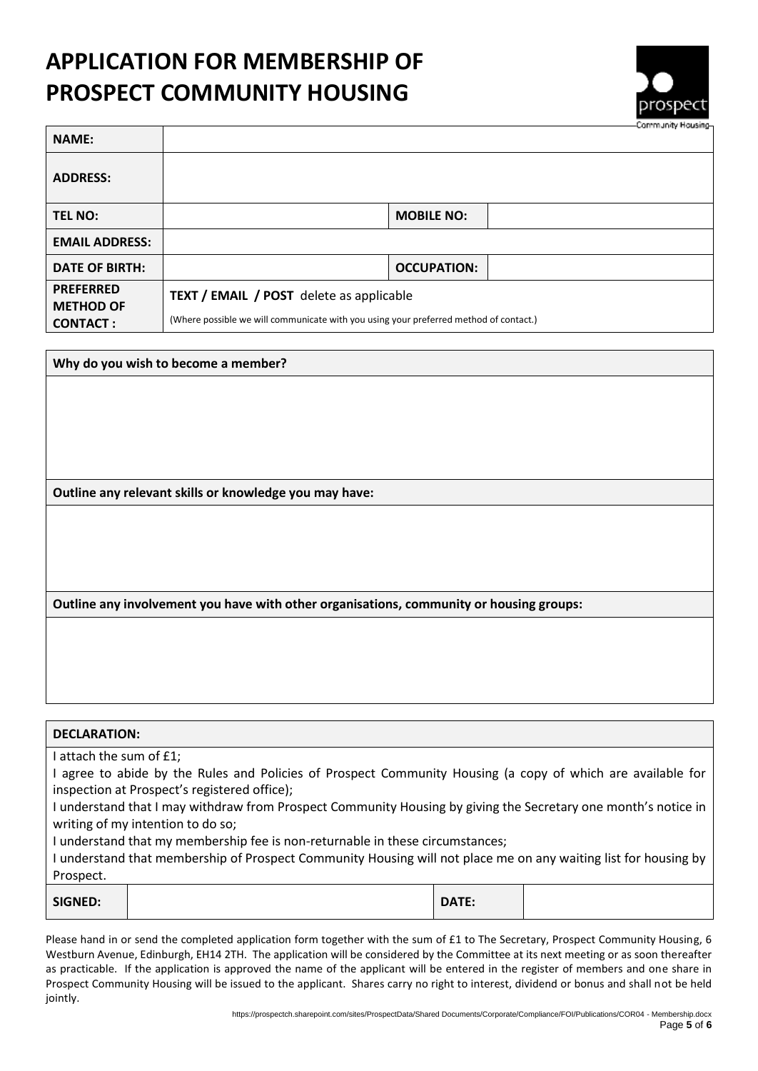# APPLICATION FOR MEMBERSHIP OF PROSPECT COMMUNITY HOUSING

| **NAME:** | | | |
|---|---|---|---|
| **ADDRESS:** | | | |
| **TEL NO:** | | **MOBILE NO:** | |
| **EMAIL ADDRESS:** | | | |
| **DATE OF BIRTH:** | | **OCCUPATION:** | |
| **PREFERRED METHOD OF CONTACT :** | **TEXT / EMAIL / POST** delete as applicable<br>(Where possible we will communicate with you using your preferred method of contact.) | | |

| **Why do you wish to become a member?** |
|---|
| |
| **Outline any relevant skills or knowledge you may have:** |
| |
| **Outline any involvement you have with other organisations, community or housing groups:** |
| |

**DECLARATION:**

I attach the sum of £1;
I agree to abide by the Rules and Policies of Prospect Community Housing (a copy of which are available for inspection at Prospect's registered office);
I understand that I may withdraw from Prospect Community Housing by giving the Secretary one month's notice in writing of my intention to do so;
I understand that my membership fee is non-returnable in these circumstances;
I understand that membership of Prospect Community Housing will not place me on any waiting list for housing by Prospect.

| **SIGNED:** | | **DATE:** | |
|---|---|---|---|

Please hand in or send the completed application form together with the sum of £1 to The Secretary, Prospect Community Housing, 6 Westburn Avenue, Edinburgh, EH14 2TH. The application will be considered by the Committee at its next meeting or as soon thereafter as practicable. If the application is approved the name of the applicant will be entered in the register of members and one share in Prospect Community Housing will be issued to the applicant. Shares carry no right to interest, dividend or bonus and shall not be held jointly.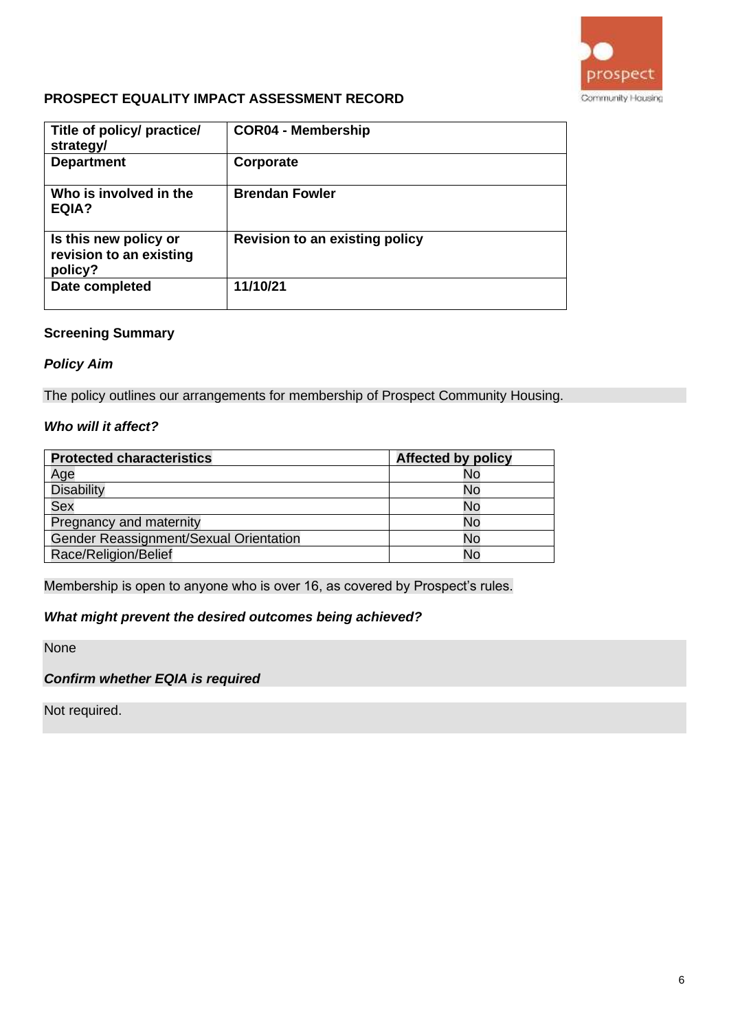## PROSPECT EQUALITY IMPACT ASSESSMENT RECORD

| | |
|---|---|
| **Title of policy/ practice/ strategy/** | **COR04 - Membership** |
| **Department** | **Corporate** |
| **Who is involved in the EQIA?** | **Brendan Fowler** |
| **Is this new policy or revision to an existing policy?** | **Revision to an existing policy** |
| **Date completed** | **11/10/21** |

### Screening Summary

***Policy Aim***

The policy outlines our arrangements for membership of Prospect Community Housing.

***Who will it affect?***

| **Protected characteristics** | **Affected by policy** |
|---|---|
| Age | No |
| Disability | No |
| Sex | No |
| Pregnancy and maternity | No |
| Gender Reassignment/Sexual Orientation | No |
| Race/Religion/Belief | No |

Membership is open to anyone who is over 16, as covered by Prospect's rules.

***What might prevent the desired outcomes being achieved?***

None

***Confirm whether EQIA is required***

Not required.